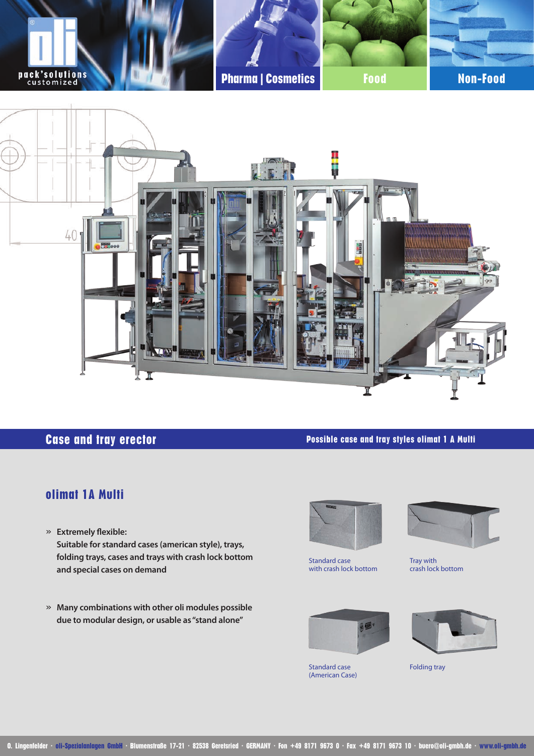pack'solutions customized

Pharma | Cosmetics

Food

Non-Food

## Case and tray erector

### olimat 1A Multi

- » **Extremely flexible: Suitable for standard cases (american style), trays, folding trays, cases and trays with crash lock bottom and special cases on demand**

- » **Many combinations with other oli modules possible due to modular design, or usable as "stand alone"**

### Possible case and tray styles olimat 1 A Multi

Standard case with crash lock bottom

Tray with crash lock bottom

Standard case (American Case)

Folding tray

O. Lingenfelder · oli-Spezialanlagen GmbH · Blumenstraße 17-21 · 82538 Geretsried · GERMANY · Fon +49 8171 9673 0 · Fax +49 8171 9673 10 · buero@oli-gmbh.de · www.oli-gmbh.de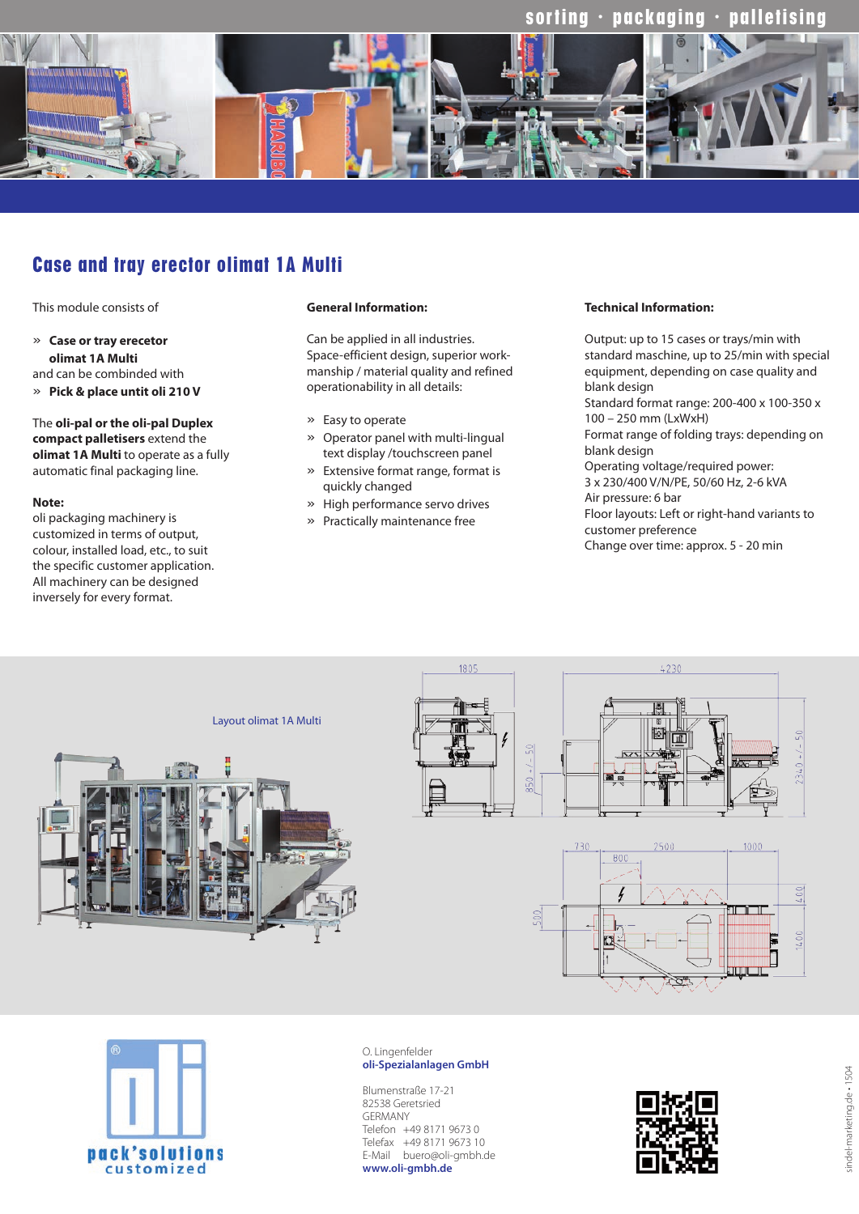sorting · packaging · palletising

# Case and tray erector olimat 1A Multi

This module consists of

- **Case or tray erecetor olimat 1A Multi**

and can be combinded with

- **Pick & place untit oli 210 V**

The **oli-pal or the oli-pal Duplex compact palletisers** extend the **olimat 1A Multi** to operate as a fully automatic final packaging line.

**Note:**
oli packaging machinery is customized in terms of output, colour, installed load, etc., to suit the specific customer application. All machinery can be designed inversely for every format.

**General Information:**

Can be applied in all industries. Space-efficient design, superior workmanship / material quality and refined operationability in all details:

- Easy to operate
- Operator panel with multi-lingual text display /touchscreen panel
- Extensive format range, format is quickly changed
- High performance servo drives
- Practically maintenance free

**Technical Information:**

Output: up to 15 cases or trays/min with standard maschine, up to 25/min with special equipment, depending on case quality and blank design
Standard format range: 200-400 x 100-350 x 100 – 250 mm (LxWxH)
Format range of folding trays: depending on blank design
Operating voltage/required power:
3 x 230/400 V/N/PE, 50/60 Hz, 2-6 kVA
Air pressure: 6 bar
Floor layouts: Left or right-hand variants to customer preference
Change over time: approx. 5 - 20 min

Layout olimat 1A Multi

1805
4230
850 +/- 50
2340 +/- 50
730
800
2500
1000
500
400
1400

O. Lingenfelder
**oli-Spezialanlagen GmbH**

Blumenstraße 17-21
82538 Geretsried
GERMANY
Telefon +49 8171 9673 0
Telefax +49 8171 9673 10
E-Mail buero@oli-gmbh.de
**www.oli-gmbh.de**

pack'solutions customized

sindel-marketing.de • 1504